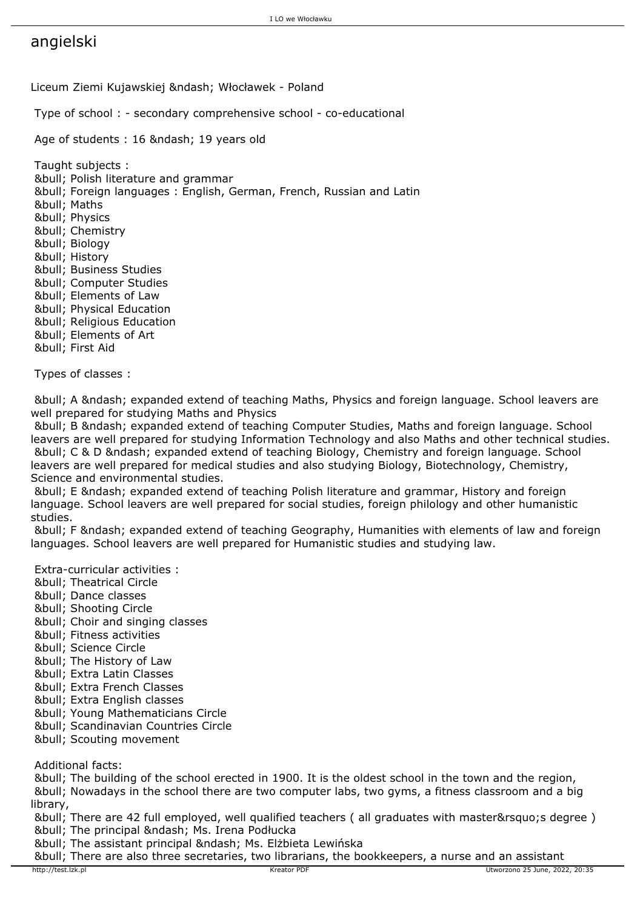# angielski

Liceum Ziemi Kujawskiej &ndash; Włocławek - Poland

Type of school : - secondary comprehensive school - co-educational

Age of students : 16 &ndash; 19 years old

Taught subjects :
&bull; Polish literature and grammar
&bull; Foreign languages : English, German, French, Russian and Latin
&bull; Maths
&bull; Physics
&bull; Chemistry
&bull; Biology
&bull; History
&bull; Business Studies
&bull; Computer Studies
&bull; Elements of Law
&bull; Physical Education
&bull; Religious Education
&bull; Elements of Art
&bull; First Aid

Types of classes :

&bull; A &ndash; expanded extend of teaching Maths, Physics and foreign language. School leavers are well prepared for studying Maths and Physics
&bull; B &ndash; expanded extend of teaching Computer Studies, Maths and foreign language. School leavers are well prepared for studying Information Technology and also Maths and other technical studies.
&bull; C & D &ndash; expanded extend of teaching Biology, Chemistry and foreign language. School leavers are well prepared for medical studies and also studying Biology, Biotechnology, Chemistry, Science and environmental studies.
&bull; E &ndash; expanded extend of teaching Polish literature and grammar, History and foreign language. School leavers are well prepared for social studies, foreign philology and other humanistic studies.
&bull; F &ndash; expanded extend of teaching Geography, Humanities with elements of law and foreign languages. School leavers are well prepared for Humanistic studies and studying law.

Extra-curricular activities :
&bull; Theatrical Circle
&bull; Dance classes
&bull; Shooting Circle
&bull; Choir and singing classes
&bull; Fitness activities
&bull; Science Circle
&bull; The History of Law
&bull; Extra Latin Classes
&bull; Extra French Classes
&bull; Extra English classes
&bull; Young Mathematicians Circle
&bull; Scandinavian Countries Circle
&bull; Scouting movement

Additional facts:
&bull; The building of the school erected in 1900. It is the oldest school in the town and the region,
&bull; Nowadays in the school there are two computer labs, two gyms, a fitness classroom and a big library,
&bull; There are 42 full employed, well qualified teachers ( all graduates with master&rsquo;s degree )
&bull; The principal &ndash; Ms. Irena Podłucka
&bull; The assistant principal &ndash; Ms. Elżbieta Lewińska
&bull; There are also three secretaries, two librarians, the bookkeepers, a nurse and an assistant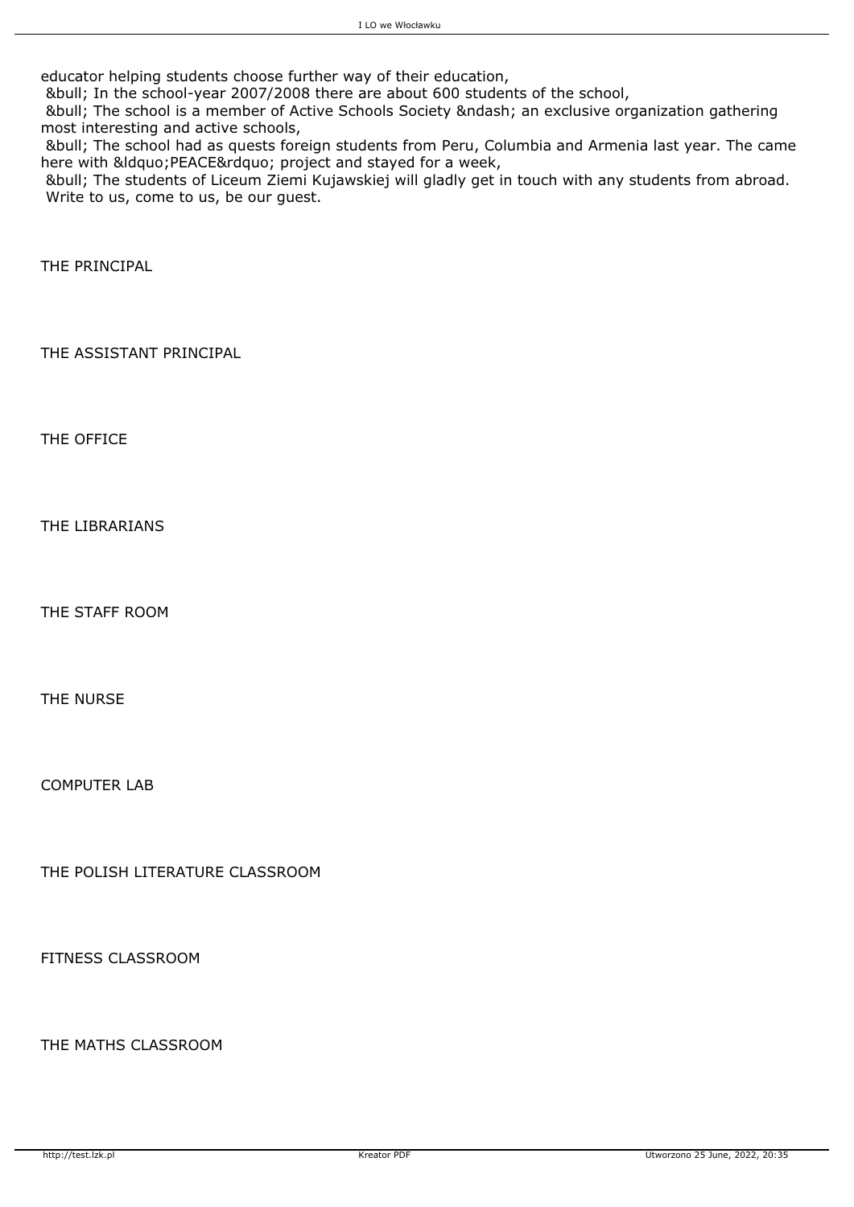educator helping students choose further way of their education,

&bull; In the school-year 2007/2008 there are about 600 students of the school,

&bull; The school is a member of Active Schools Society &ndash; an exclusive organization gathering most interesting and active schools,

&bull; The school had as quests foreign students from Peru, Columbia and Armenia last year. The came here with &ldquo;PEACE&rdquo; project and stayed for a week,

&bull; The students of Liceum Ziemi Kujawskiej will gladly get in touch with any students from abroad. Write to us, come to us, be our guest.

THE PRINCIPAL

THE ASSISTANT PRINCIPAL

THE OFFICE

THE LIBRARIANS

THE STAFF ROOM

THE NURSE

COMPUTER LAB

THE POLISH LITERATURE CLASSROOM

FITNESS CLASSROOM

THE MATHS CLASSROOM